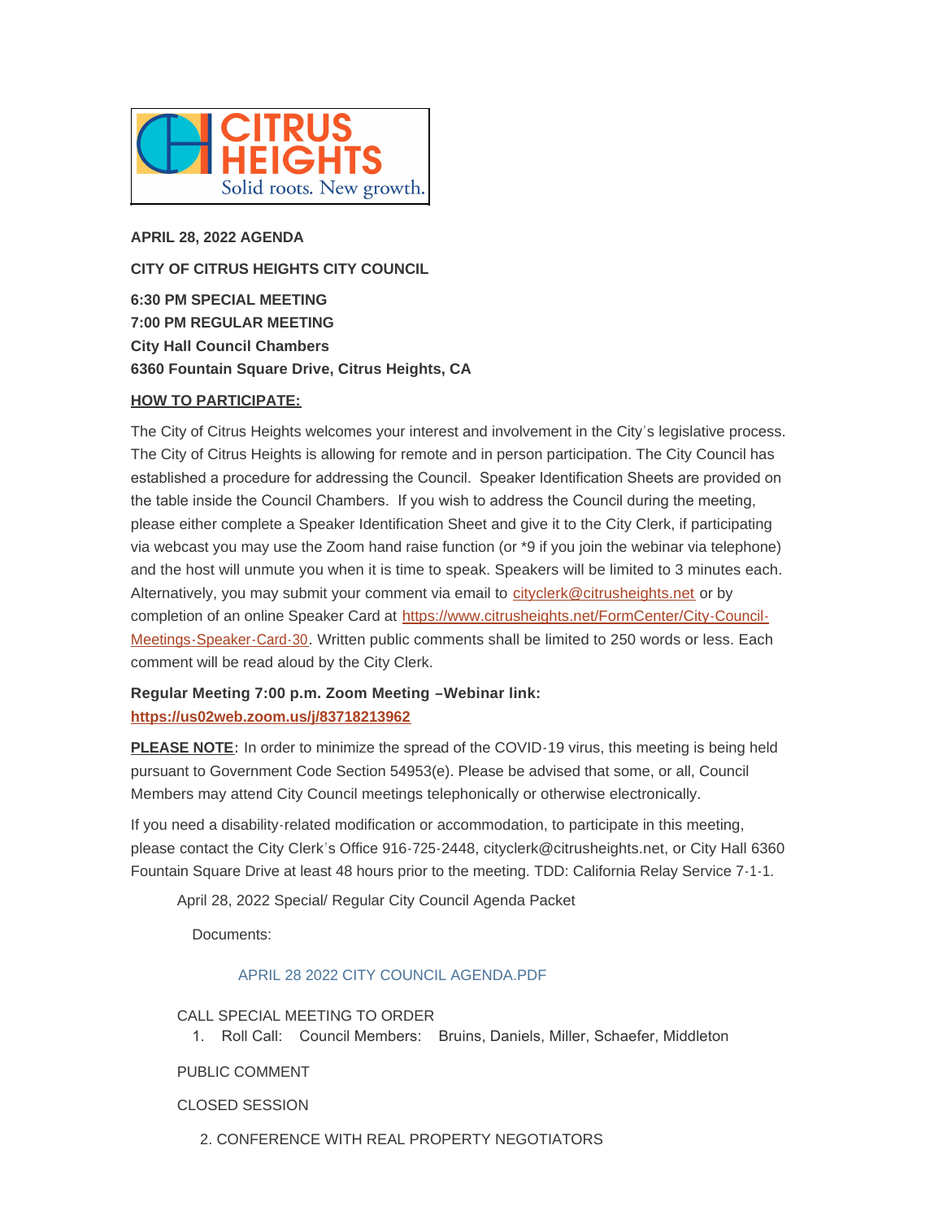**APRIL 28, 2022 AGENDA**

**CITY OF CITRUS HEIGHTS CITY COUNCIL**

**6:30 PM SPECIAL MEETING**
**7:00 PM REGULAR MEETING**
**City Hall Council Chambers**
**6360 Fountain Square Drive, Citrus Heights, CA**

**HOW TO PARTICIPATE:**

The City of Citrus Heights welcomes your interest and involvement in the City's legislative process. The City of Citrus Heights is allowing for remote and in person participation. The City Council has established a procedure for addressing the Council. Speaker Identification Sheets are provided on the table inside the Council Chambers. If you wish to address the Council during the meeting, please either complete a Speaker Identification Sheet and give it to the City Clerk, if participating via webcast you may use the Zoom hand raise function (or *9 if you join the webinar via telephone) and the host will unmute you when it is time to speak. Speakers will be limited to 3 minutes each. Alternatively, you may submit your comment via email to cityclerk@citrusheights.net or by completion of an online Speaker Card at https://www.citrusheights.net/FormCenter/City-Council-Meetings-Speaker-Card-30. Written public comments shall be limited to 250 words or less. Each comment will be read aloud by the City Clerk.

**Regular Meeting 7:00 p.m. Zoom Meeting –Webinar link:**
**https://us02web.zoom.us/j/83718213962**

**PLEASE NOTE**: In order to minimize the spread of the COVID-19 virus, this meeting is being held pursuant to Government Code Section 54953(e). Please be advised that some, or all, Council Members may attend City Council meetings telephonically or otherwise electronically.

If you need a disability-related modification or accommodation, to participate in this meeting, please contact the City Clerk's Office 916-725-2448, cityclerk@citrusheights.net, or City Hall 6360 Fountain Square Drive at least 48 hours prior to the meeting. TDD: California Relay Service 7-1-1.

April 28, 2022 Special/ Regular City Council Agenda Packet

Documents:

APRIL 28 2022 CITY COUNCIL AGENDA.PDF

CALL SPECIAL MEETING TO ORDER

1. Roll Call: Council Members: Bruins, Daniels, Miller, Schaefer, Middleton

PUBLIC COMMENT

CLOSED SESSION

2. CONFERENCE WITH REAL PROPERTY NEGOTIATORS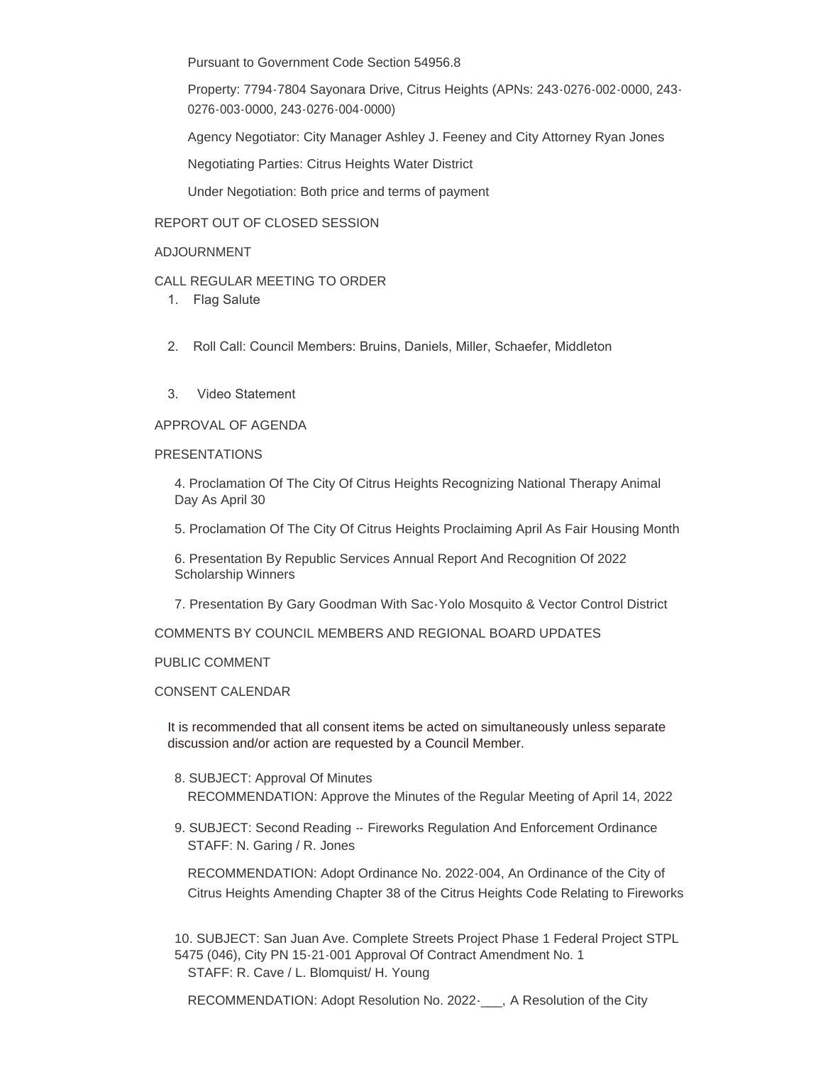Pursuant to Government Code Section 54956.8

Property: 7794-7804 Sayonara Drive, Citrus Heights (APNs: 243-0276-002-0000, 243-0276-003-0000, 243-0276-004-0000)

Agency Negotiator: City Manager Ashley J. Feeney and City Attorney Ryan Jones

Negotiating Parties: Citrus Heights Water District

Under Negotiation: Both price and terms of payment

REPORT OUT OF CLOSED SESSION

ADJOURNMENT

CALL REGULAR MEETING TO ORDER

1. Flag Salute
2. Roll Call: Council Members: Bruins, Daniels, Miller, Schaefer, Middleton
3. Video Statement

APPROVAL OF AGENDA

PRESENTATIONS

4. Proclamation Of The City Of Citrus Heights Recognizing National Therapy Animal Day As April 30

5. Proclamation Of The City Of Citrus Heights Proclaiming April As Fair Housing Month

6. Presentation By Republic Services Annual Report And Recognition Of 2022 Scholarship Winners

7. Presentation By Gary Goodman With Sac-Yolo Mosquito & Vector Control District

COMMENTS BY COUNCIL MEMBERS AND REGIONAL BOARD UPDATES

PUBLIC COMMENT

CONSENT CALENDAR

It is recommended that all consent items be acted on simultaneously unless separate discussion and/or action are requested by a Council Member.

8. SUBJECT: Approval Of Minutes
   RECOMMENDATION: Approve the Minutes of the Regular Meeting of April 14, 2022

9. SUBJECT: Second Reading -- Fireworks Regulation And Enforcement Ordinance
   STAFF: N. Garing / R. Jones

   RECOMMENDATION: Adopt Ordinance No. 2022-004, An Ordinance of the City of Citrus Heights Amending Chapter 38 of the Citrus Heights Code Relating to Fireworks

10. SUBJECT: San Juan Ave. Complete Streets Project Phase 1 Federal Project STPL 5475 (046), City PN 15-21-001 Approval Of Contract Amendment No. 1
    STAFF: R. Cave / L. Blomquist/ H. Young

    RECOMMENDATION: Adopt Resolution No. 2022-___, A Resolution of the City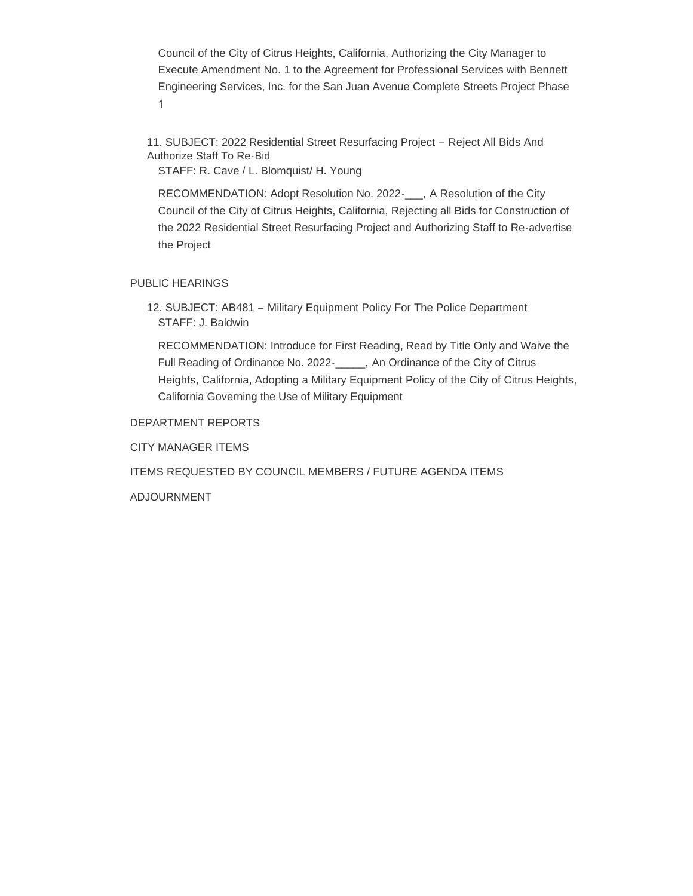Council of the City of Citrus Heights, California, Authorizing the City Manager to Execute Amendment No. 1 to the Agreement for Professional Services with Bennett Engineering Services, Inc. for the San Juan Avenue Complete Streets Project Phase 1

11. SUBJECT: 2022 Residential Street Resurfacing Project – Reject All Bids And Authorize Staff To Re-Bid
 STAFF: R. Cave / L. Blomquist/ H. Young

 RECOMMENDATION: Adopt Resolution No. 2022-___, A Resolution of the City Council of the City of Citrus Heights, California, Rejecting all Bids for Construction of the 2022 Residential Street Resurfacing Project and Authorizing Staff to Re-advertise the Project

PUBLIC HEARINGS

12. SUBJECT: AB481 – Military Equipment Policy For The Police Department
 STAFF: J. Baldwin

 RECOMMENDATION: Introduce for First Reading, Read by Title Only and Waive the Full Reading of Ordinance No. 2022-_____, An Ordinance of the City of Citrus Heights, California, Adopting a Military Equipment Policy of the City of Citrus Heights, California Governing the Use of Military Equipment

DEPARTMENT REPORTS

CITY MANAGER ITEMS

ITEMS REQUESTED BY COUNCIL MEMBERS / FUTURE AGENDA ITEMS

ADJOURNMENT